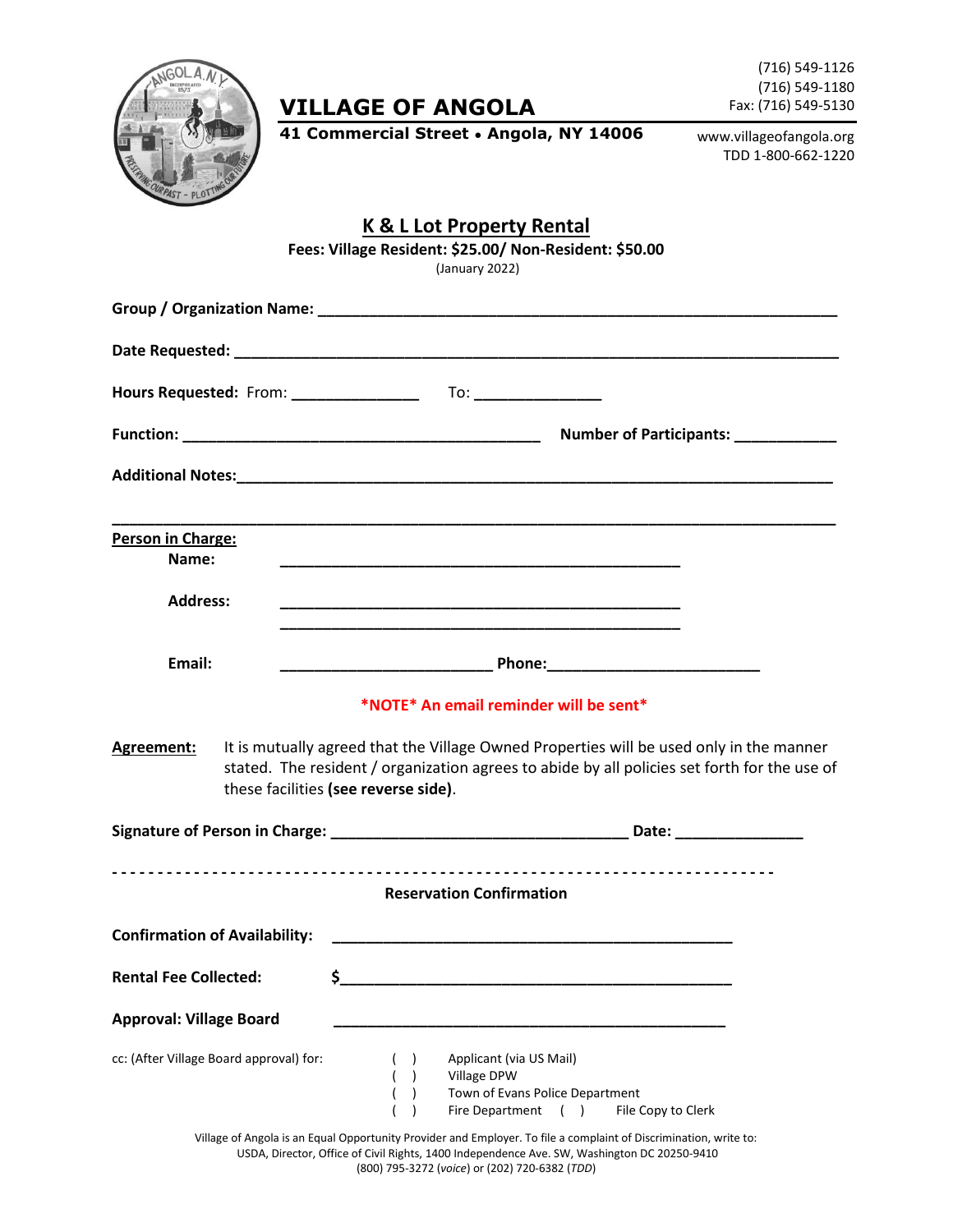# VILLAGE OF ANGOLA

**41 Commercial Street • Angola, NY 14006**

(716) 549-1126
(716) 549-1180
Fax: (716) 549-5130

www.villageofangola.org
TDD 1-800-662-1220

## K & L Lot Property Rental

**Fees: Village Resident: $25.00/ Non-Resident: $50.00**

(January 2022)

**Group / Organization Name:** _______________________________________________

**Date Requested:** _______________________________________________

**Hours Requested:** From: _______________ To: _______________

**Function:** _______________________________ **Number of Participants:** ____________

**Additional Notes:**_______________________________________________

_______________________________________________

**Person in Charge:**

**Name:** _______________________________________________

**Address:** _______________________________________________

_______________________________________________

**Email:** _________________________ **Phone:**_________________________

***NOTE* An email reminder will be sent***

**Agreement:** It is mutually agreed that the Village Owned Properties will be used only in the manner stated. The resident / organization agrees to abide by all policies set forth for the use of these facilities **(see reverse side)**.

**Signature of Person in Charge:** ___________________________________ **Date:** _______________

- - - - - - - - - - - - - - - - - - - - - - - - - - - - - - - - - - - - - - - - - - - - - - - - - - - - - - - - - - - -

**Reservation Confirmation**

**Confirmation of Availability:** _______________________________________________

**Rental Fee Collected:** $_______________________________________________

**Approval: Village Board** _______________________________________________

cc: (After Village Board approval) for:
( ) Applicant (via US Mail)
( ) Village DPW
( ) Town of Evans Police Department
( ) Fire Department ( ) File Copy to Clerk

Village of Angola is an Equal Opportunity Provider and Employer. To file a complaint of Discrimination, write to: USDA, Director, Office of Civil Rights, 1400 Independence Ave. SW, Washington DC 20250-9410 (800) 795-3272 (*voice*) or (202) 720-6382 (*TDD*)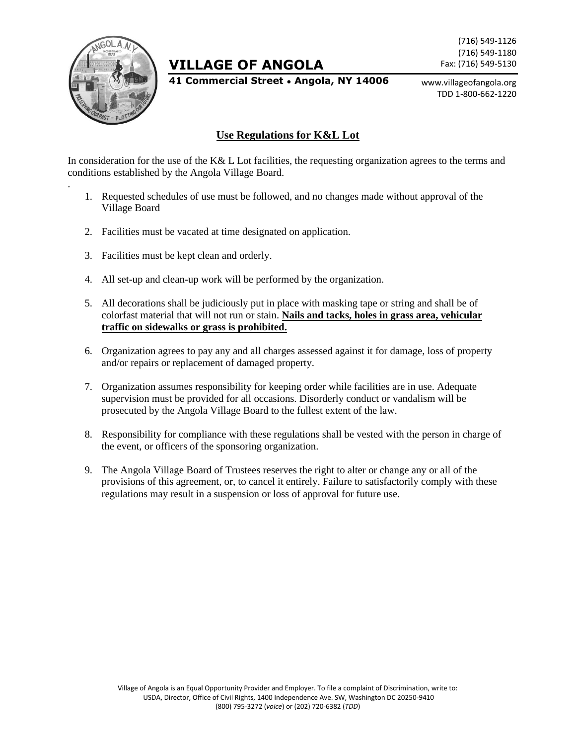# VILLAGE OF ANGOLA

**41 Commercial Street • Angola, NY 14006**

(716) 549-1126
(716) 549-1180
Fax: (716) 549-5130

www.villageofangola.org
TDD 1-800-662-1220

## Use Regulations for K&L Lot

In consideration for the use of the K& L Lot facilities, the requesting organization agrees to the terms and conditions established by the Angola Village Board.

.

1. Requested schedules of use must be followed, and no changes made without approval of the Village Board
2. Facilities must be vacated at time designated on application.
3. Facilities must be kept clean and orderly.
4. All set-up and clean-up work will be performed by the organization.
5. All decorations shall be judiciously put in place with masking tape or string and shall be of colorfast material that will not run or stain. **Nails and tacks, holes in grass area, vehicular traffic on sidewalks or grass is prohibited.**
6. Organization agrees to pay any and all charges assessed against it for damage, loss of property and/or repairs or replacement of damaged property.
7. Organization assumes responsibility for keeping order while facilities are in use. Adequate supervision must be provided for all occasions. Disorderly conduct or vandalism will be prosecuted by the Angola Village Board to the fullest extent of the law.
8. Responsibility for compliance with these regulations shall be vested with the person in charge of the event, or officers of the sponsoring organization.
9. The Angola Village Board of Trustees reserves the right to alter or change any or all of the provisions of this agreement, or, to cancel it entirely. Failure to satisfactorily comply with these regulations may result in a suspension or loss of approval for future use.

Village of Angola is an Equal Opportunity Provider and Employer. To file a complaint of Discrimination, write to: USDA, Director, Office of Civil Rights, 1400 Independence Ave. SW, Washington DC 20250-9410 (800) 795-3272 (*voice*) or (202) 720-6382 (*TDD*)